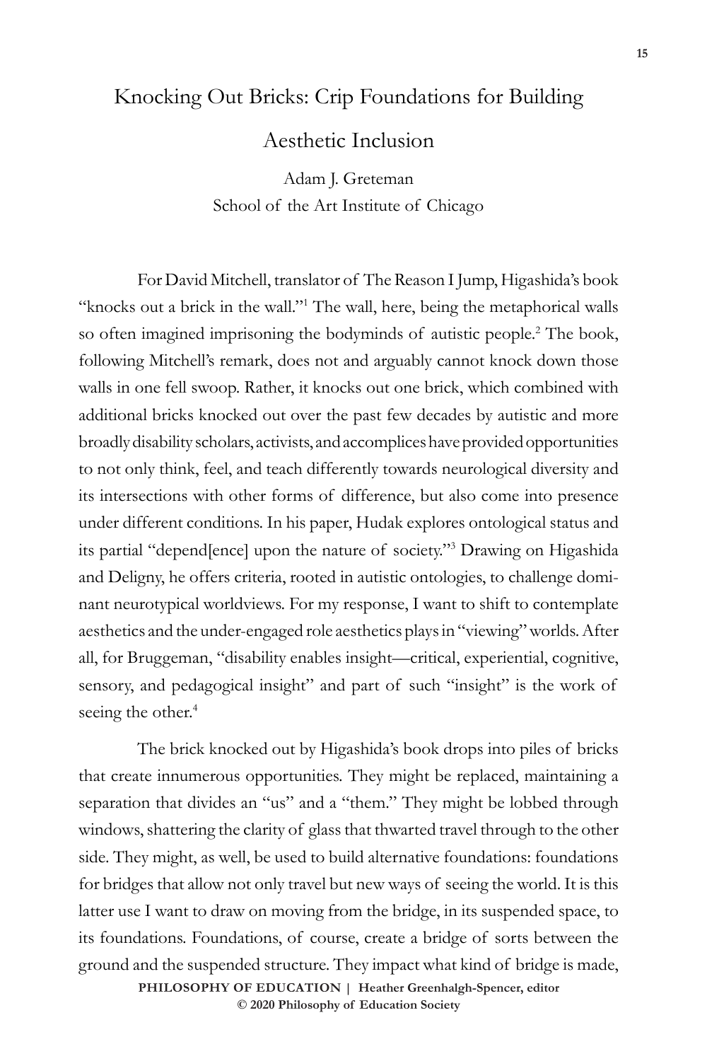# Knocking Out Bricks: Crip Foundations for Building Aesthetic Inclusion

Adam J. Greteman
School of the Art Institute of Chicago

For David Mitchell, translator of The Reason I Jump, Higashida's book "knocks out a brick in the wall."[1] The wall, here, being the metaphorical walls so often imagined imprisoning the bodyminds of autistic people.[2] The book, following Mitchell's remark, does not and arguably cannot knock down those walls in one fell swoop. Rather, it knocks out one brick, which combined with additional bricks knocked out over the past few decades by autistic and more broadly disability scholars, activists, and accomplices have provided opportunities to not only think, feel, and teach differently towards neurological diversity and its intersections with other forms of difference, but also come into presence under different conditions. In his paper, Hudak explores ontological status and its partial "depend[ence] upon the nature of society."[3] Drawing on Higashida and Deligny, he offers criteria, rooted in autistic ontologies, to challenge dominant neurotypical worldviews. For my response, I want to shift to contemplate aesthetics and the under-engaged role aesthetics plays in "viewing" worlds. After all, for Bruggeman, "disability enables insight—critical, experiential, cognitive, sensory, and pedagogical insight" and part of such "insight" is the work of seeing the other.[4]

The brick knocked out by Higashida's book drops into piles of bricks that create innumerous opportunities. They might be replaced, maintaining a separation that divides an "us" and a "them." They might be lobbed through windows, shattering the clarity of glass that thwarted travel through to the other side. They might, as well, be used to build alternative foundations: foundations for bridges that allow not only travel but new ways of seeing the world. It is this latter use I want to draw on moving from the bridge, in its suspended space, to its foundations. Foundations, of course, create a bridge of sorts between the ground and the suspended structure. They impact what kind of bridge is made,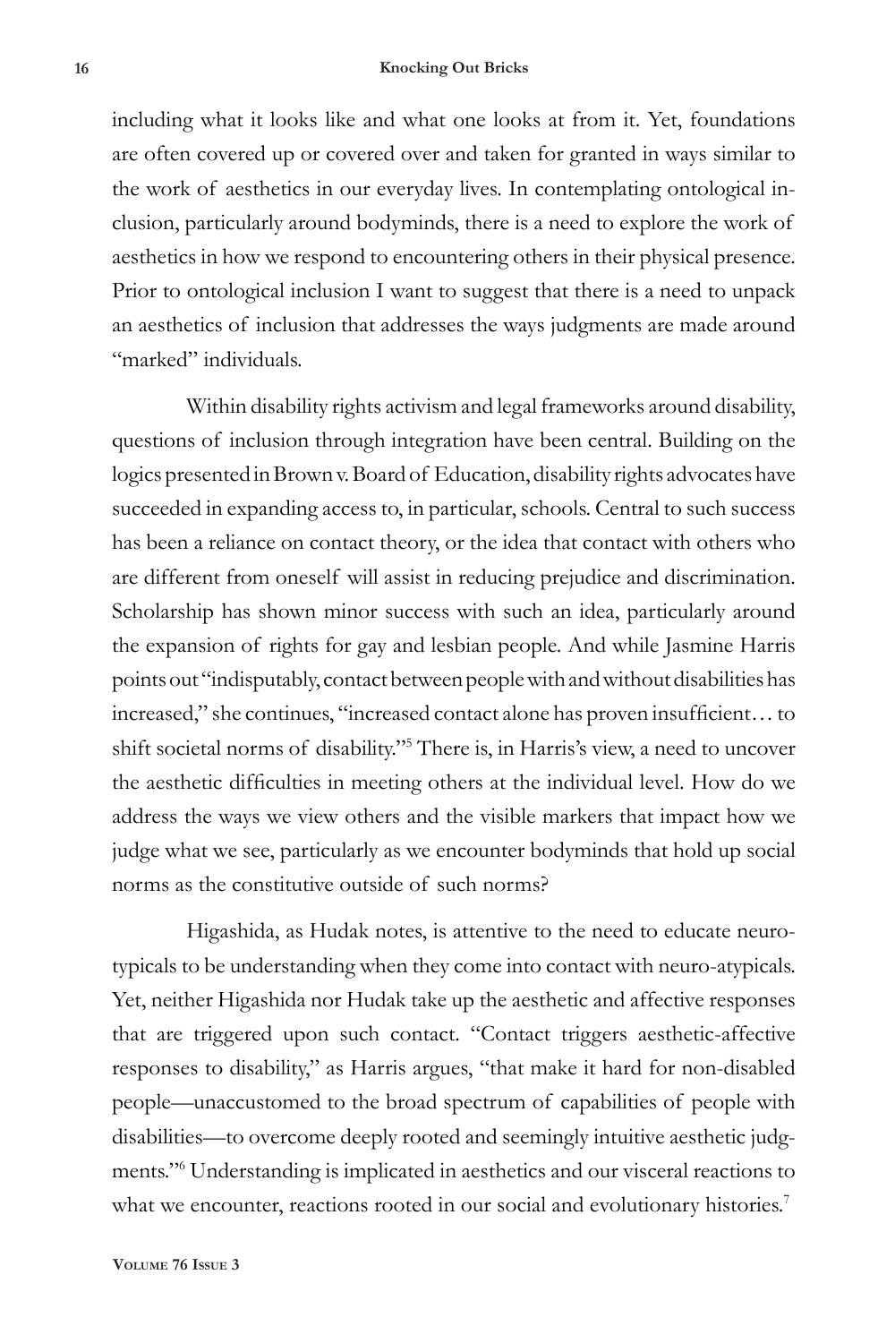including what it looks like and what one looks at from it. Yet, foundations are often covered up or covered over and taken for granted in ways similar to the work of aesthetics in our everyday lives. In contemplating ontological inclusion, particularly around bodyminds, there is a need to explore the work of aesthetics in how we respond to encountering others in their physical presence. Prior to ontological inclusion I want to suggest that there is a need to unpack an aesthetics of inclusion that addresses the ways judgments are made around "marked" individuals.

Within disability rights activism and legal frameworks around disability, questions of inclusion through integration have been central. Building on the logics presented in Brown v. Board of Education, disability rights advocates have succeeded in expanding access to, in particular, schools. Central to such success has been a reliance on contact theory, or the idea that contact with others who are different from oneself will assist in reducing prejudice and discrimination. Scholarship has shown minor success with such an idea, particularly around the expansion of rights for gay and lesbian people. And while Jasmine Harris points out "indisputably, contact between people with and without disabilities has increased," she continues, "increased contact alone has proven insufficient… to shift societal norms of disability."[5] There is, in Harris's view, a need to uncover the aesthetic difficulties in meeting others at the individual level. How do we address the ways we view others and the visible markers that impact how we judge what we see, particularly as we encounter bodyminds that hold up social norms as the constitutive outside of such norms?

Higashida, as Hudak notes, is attentive to the need to educate neurotypicals to be understanding when they come into contact with neuro-atypicals. Yet, neither Higashida nor Hudak take up the aesthetic and affective responses that are triggered upon such contact. "Contact triggers aesthetic-affective responses to disability," as Harris argues, "that make it hard for non-disabled people—unaccustomed to the broad spectrum of capabilities of people with disabilities—to overcome deeply rooted and seemingly intuitive aesthetic judgments."[6] Understanding is implicated in aesthetics and our visceral reactions to what we encounter, reactions rooted in our social and evolutionary histories.[7]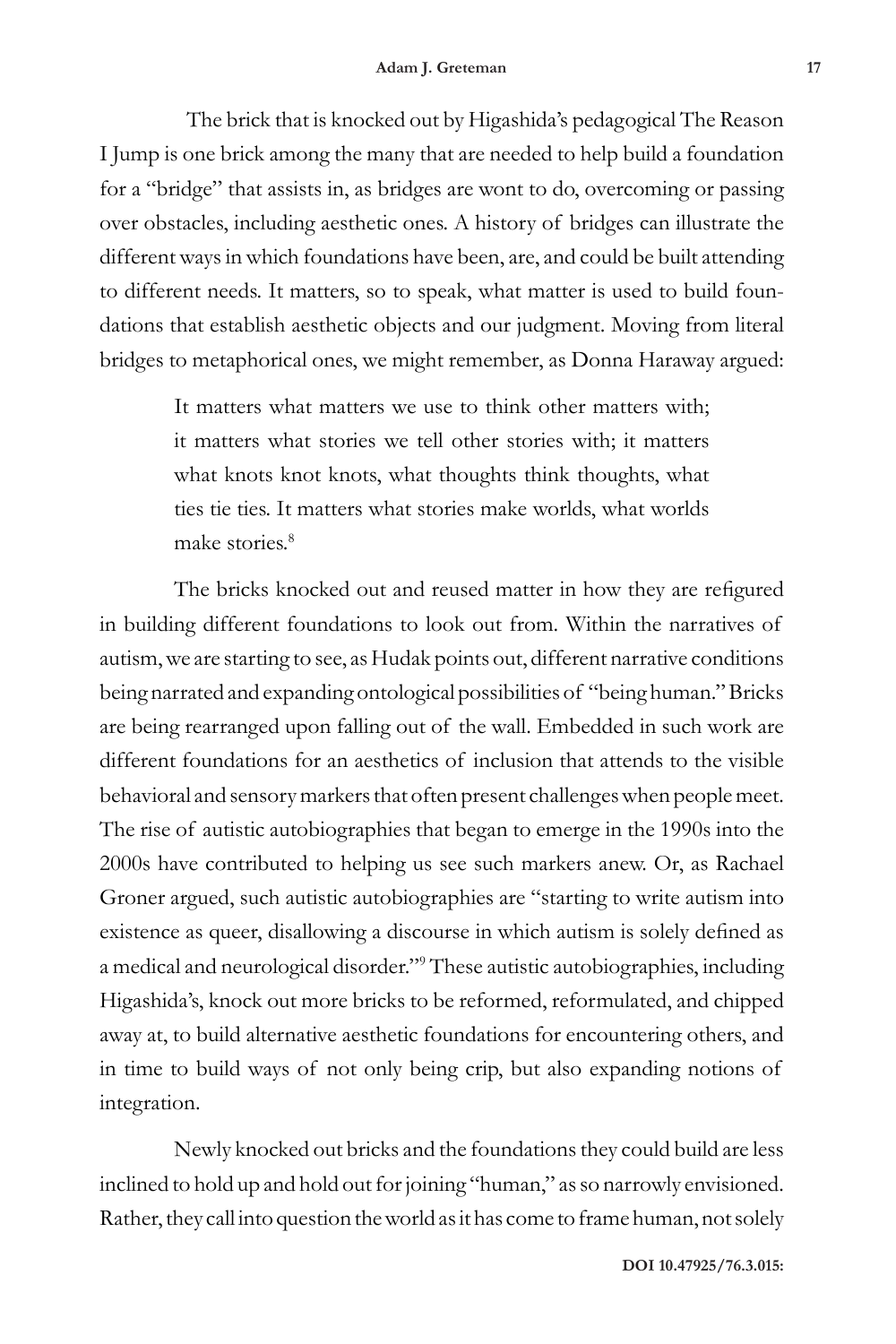The brick that is knocked out by Higashida's pedagogical The Reason I Jump is one brick among the many that are needed to help build a foundation for a "bridge" that assists in, as bridges are wont to do, overcoming or passing over obstacles, including aesthetic ones. A history of bridges can illustrate the different ways in which foundations have been, are, and could be built attending to different needs. It matters, so to speak, what matter is used to build foundations that establish aesthetic objects and our judgment. Moving from literal bridges to metaphorical ones, we might remember, as Donna Haraway argued:

> It matters what matters we use to think other matters with; it matters what stories we tell other stories with; it matters what knots knot knots, what thoughts think thoughts, what ties tie ties. It matters what stories make worlds, what worlds make stories.[8]

The bricks knocked out and reused matter in how they are refigured in building different foundations to look out from. Within the narratives of autism, we are starting to see, as Hudak points out, different narrative conditions being narrated and expanding ontological possibilities of "being human." Bricks are being rearranged upon falling out of the wall. Embedded in such work are different foundations for an aesthetics of inclusion that attends to the visible behavioral and sensory markers that often present challenges when people meet. The rise of autistic autobiographies that began to emerge in the 1990s into the 2000s have contributed to helping us see such markers anew. Or, as Rachael Groner argued, such autistic autobiographies are "starting to write autism into existence as queer, disallowing a discourse in which autism is solely defined as a medical and neurological disorder."[9] These autistic autobiographies, including Higashida's, knock out more bricks to be reformed, reformulated, and chipped away at, to build alternative aesthetic foundations for encountering others, and in time to build ways of not only being crip, but also expanding notions of integration.

Newly knocked out bricks and the foundations they could build are less inclined to hold up and hold out for joining "human," as so narrowly envisioned. Rather, they call into question the world as it has come to frame human, not solely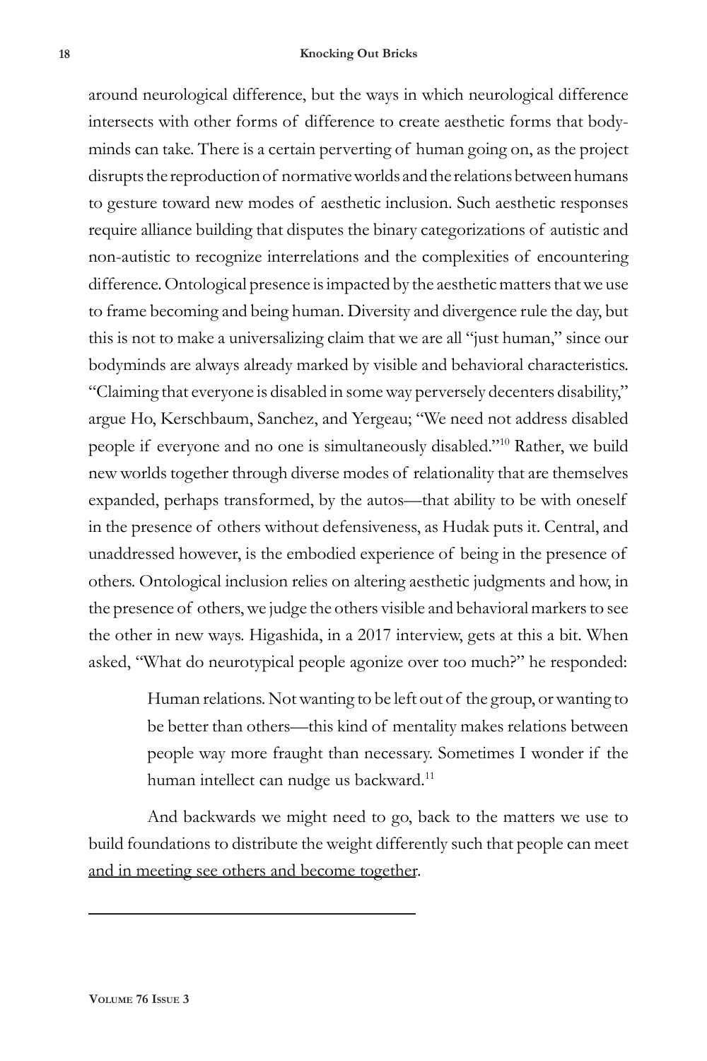around neurological difference, but the ways in which neurological difference intersects with other forms of difference to create aesthetic forms that bodyminds can take. There is a certain perverting of human going on, as the project disrupts the reproduction of normative worlds and the relations between humans to gesture toward new modes of aesthetic inclusion. Such aesthetic responses require alliance building that disputes the binary categorizations of autistic and non-autistic to recognize interrelations and the complexities of encountering difference. Ontological presence is impacted by the aesthetic matters that we use to frame becoming and being human. Diversity and divergence rule the day, but this is not to make a universalizing claim that we are all "just human," since our bodyminds are always already marked by visible and behavioral characteristics. "Claiming that everyone is disabled in some way perversely decenters disability," argue Ho, Kerschbaum, Sanchez, and Yergeau; "We need not address disabled people if everyone and no one is simultaneously disabled."[10] Rather, we build new worlds together through diverse modes of relationality that are themselves expanded, perhaps transformed, by the autos—that ability to be with oneself in the presence of others without defensiveness, as Hudak puts it. Central, and unaddressed however, is the embodied experience of being in the presence of others. Ontological inclusion relies on altering aesthetic judgments and how, in the presence of others, we judge the others visible and behavioral markers to see the other in new ways. Higashida, in a 2017 interview, gets at this a bit. When asked, "What do neurotypical people agonize over too much?" he responded:

> Human relations. Not wanting to be left out of the group, or wanting to be better than others—this kind of mentality makes relations between people way more fraught than necessary. Sometimes I wonder if the human intellect can nudge us backward.[11]

And backwards we might need to go, back to the matters we use to build foundations to distribute the weight differently such that people can meet <u>and in meeting see others and become together</u>.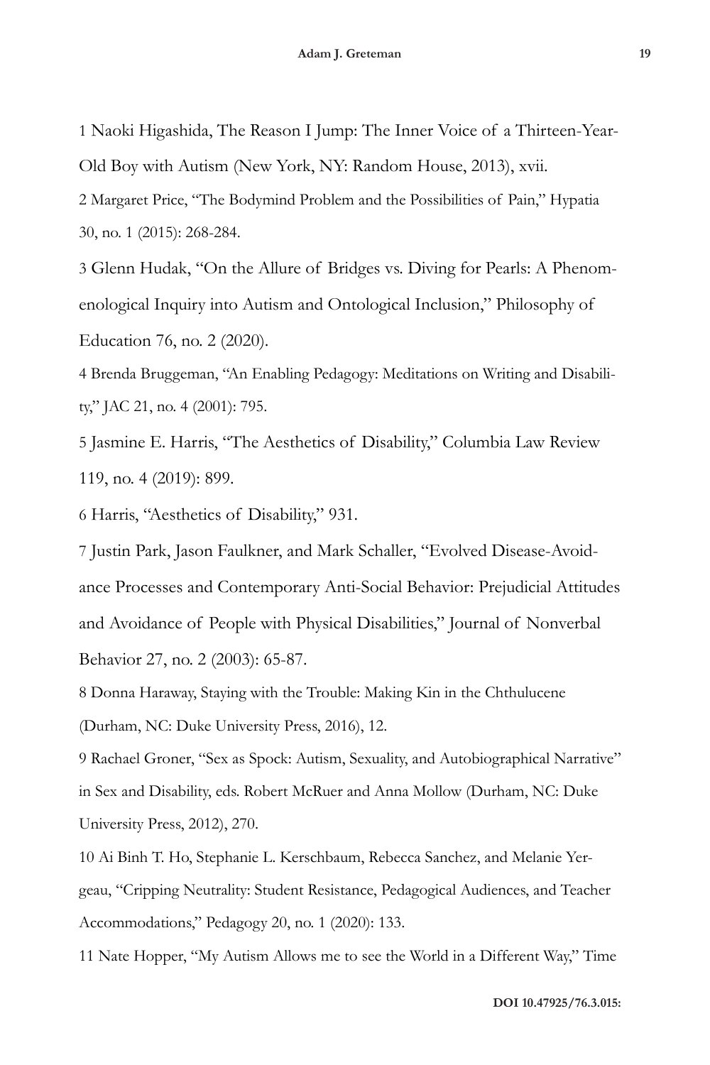1 Naoki Higashida, The Reason I Jump: The Inner Voice of a Thirteen-Year-Old Boy with Autism (New York, NY: Random House, 2013), xvii.

2 Margaret Price, "The Bodymind Problem and the Possibilities of Pain," Hypatia 30, no. 1 (2015): 268-284.

3 Glenn Hudak, "On the Allure of Bridges vs. Diving for Pearls: A Phenomenological Inquiry into Autism and Ontological Inclusion," Philosophy of Education 76, no. 2 (2020).

4 Brenda Bruggeman, "An Enabling Pedagogy: Meditations on Writing and Disability," JAC 21, no. 4 (2001): 795.

5 Jasmine E. Harris, "The Aesthetics of Disability," Columbia Law Review 119, no. 4 (2019): 899.

6 Harris, "Aesthetics of Disability," 931.

7 Justin Park, Jason Faulkner, and Mark Schaller, "Evolved Disease-Avoidance Processes and Contemporary Anti-Social Behavior: Prejudicial Attitudes and Avoidance of People with Physical Disabilities," Journal of Nonverbal Behavior 27, no. 2 (2003): 65-87.

8 Donna Haraway, Staying with the Trouble: Making Kin in the Chthulucene (Durham, NC: Duke University Press, 2016), 12.

9 Rachael Groner, "Sex as Spock: Autism, Sexuality, and Autobiographical Narrative" in Sex and Disability, eds. Robert McRuer and Anna Mollow (Durham, NC: Duke University Press, 2012), 270.

10 Ai Binh T. Ho, Stephanie L. Kerschbaum, Rebecca Sanchez, and Melanie Yergeau, "Cripping Neutrality: Student Resistance, Pedagogical Audiences, and Teacher Accommodations," Pedagogy 20, no. 1 (2020): 133.

11 Nate Hopper, "My Autism Allows me to see the World in a Different Way," Time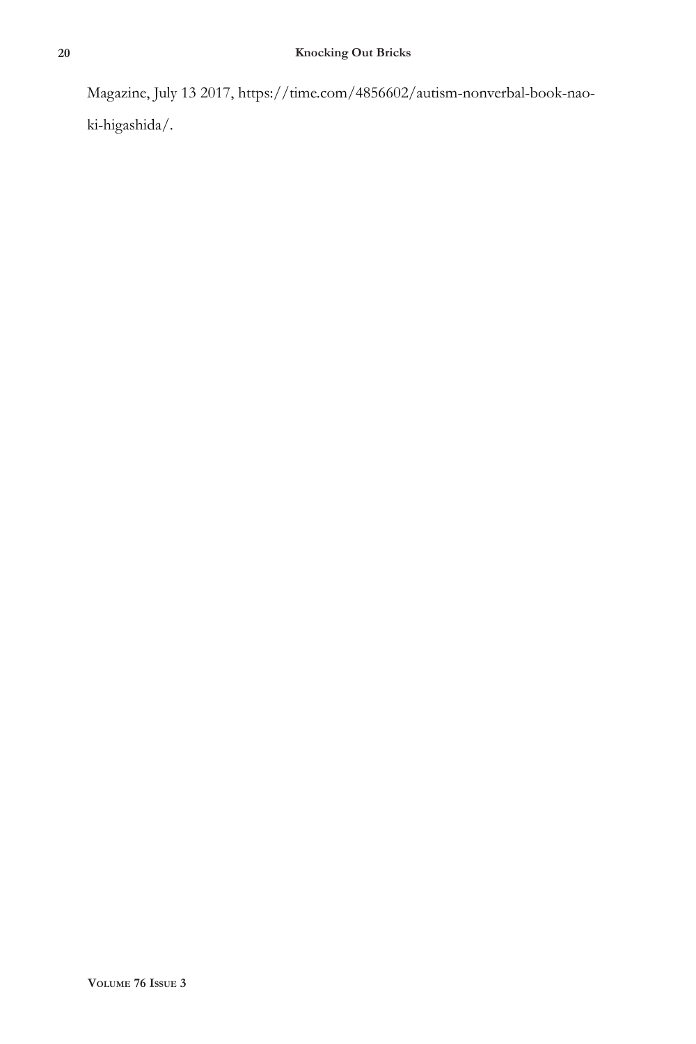Magazine, July 13 2017, https://time.com/4856602/autism-nonverbal-book-naoki-higashida/.